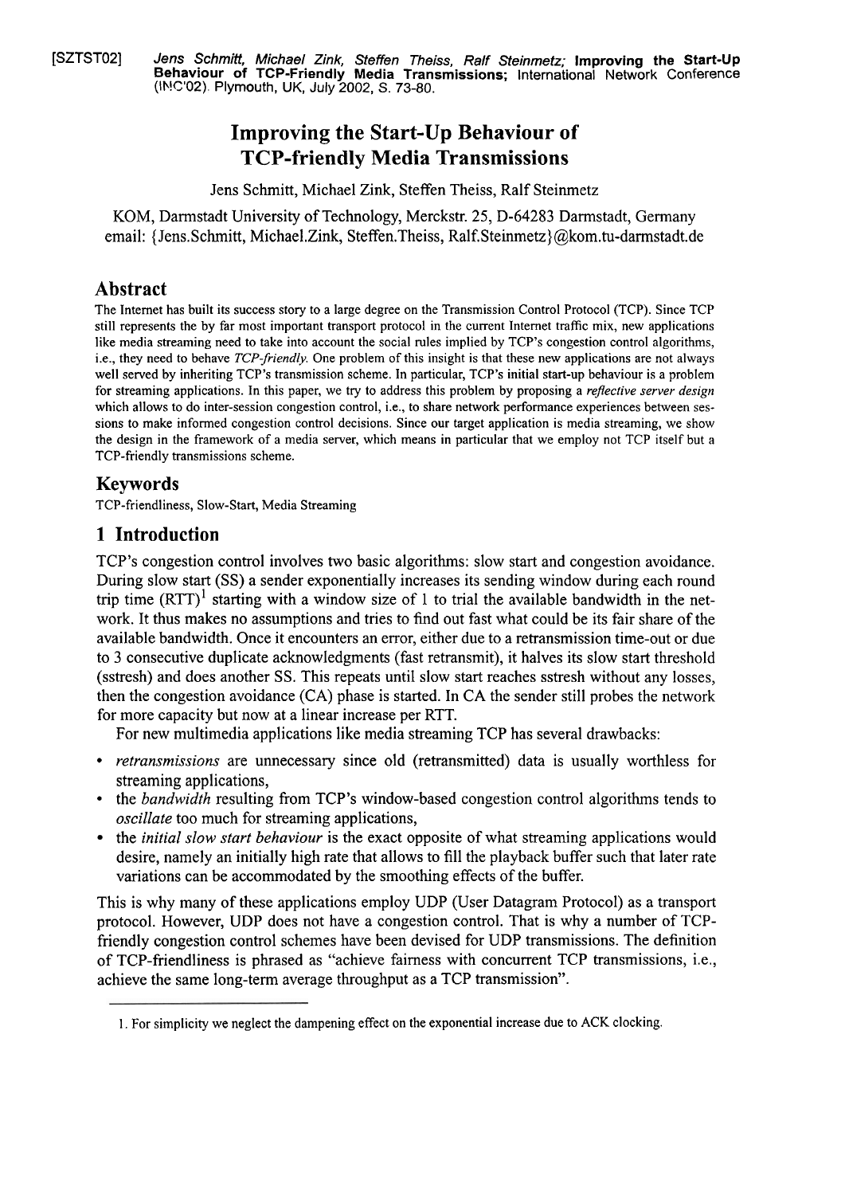[SZTST02] *Jens Schmitt, Michael Zink, Steffen Theiss, Ralf Steinmetz;* **Improving the Start-Up Behaviour of TCP-Friendly Media Transmissions;** International Network Conference (INC'02), Plymouth, UK, July 2002, S. 73-80.

# Improving the Start-Up Behaviour of TCP-friendly Media Transmissions

Jens Schmitt, Michael Zink, Steffen Theiss, Ralf Steinmetz

KOM, Darmstadt University of Technology, Merckstr. 25, D-64283 Darmstadt, Germany
email: {Jens.Schmitt, Michael.Zink, Steffen.Theiss, Ralf.Steinmetz}@kom.tu-darmstadt.de

## Abstract

The Internet has built its success story to a large degree on the Transmission Control Protocol (TCP). Since TCP still represents the by far most important transport protocol in the current Internet traffic mix, new applications like media streaming need to take into account the social rules implied by TCP's congestion control algorithms, i.e., they need to behave *TCP-friendly*. One problem of this insight is that these new applications are not always well served by inheriting TCP's transmission scheme. In particular, TCP's initial start-up behaviour is a problem for streaming applications. In this paper, we try to address this problem by proposing a *reflective server design* which allows to do inter-session congestion control, i.e., to share network performance experiences between sessions to make informed congestion control decisions. Since our target application is media streaming, we show the design in the framework of a media server, which means in particular that we employ not TCP itself but a TCP-friendly transmissions scheme.

## Keywords

TCP-friendliness, Slow-Start, Media Streaming

## 1 Introduction

TCP's congestion control involves two basic algorithms: slow start and congestion avoidance. During slow start (SS) a sender exponentially increases its sending window during each round trip time (RTT)[1] starting with a window size of 1 to trial the available bandwidth in the network. It thus makes no assumptions and tries to find out fast what could be its fair share of the available bandwidth. Once it encounters an error, either due to a retransmission time-out or due to 3 consecutive duplicate acknowledgments (fast retransmit), it halves its slow start threshold (sstresh) and does another SS. This repeats until slow start reaches sstresh without any losses, then the congestion avoidance (CA) phase is started. In CA the sender still probes the network for more capacity but now at a linear increase per RTT.

For new multimedia applications like media streaming TCP has several drawbacks:

- *retransmissions* are unnecessary since old (retransmitted) data is usually worthless for streaming applications,
- the *bandwidth* resulting from TCP's window-based congestion control algorithms tends to *oscillate* too much for streaming applications,
- the *initial slow start behaviour* is the exact opposite of what streaming applications would desire, namely an initially high rate that allows to fill the playback buffer such that later rate variations can be accommodated by the smoothing effects of the buffer.

This is why many of these applications employ UDP (User Datagram Protocol) as a transport protocol. However, UDP does not have a congestion control. That is why a number of TCP-friendly congestion control schemes have been devised for UDP transmissions. The definition of TCP-friendliness is phrased as "achieve fairness with concurrent TCP transmissions, i.e., achieve the same long-term average throughput as a TCP transmission".

---

1. For simplicity we neglect the dampening effect on the exponential increase due to ACK clocking.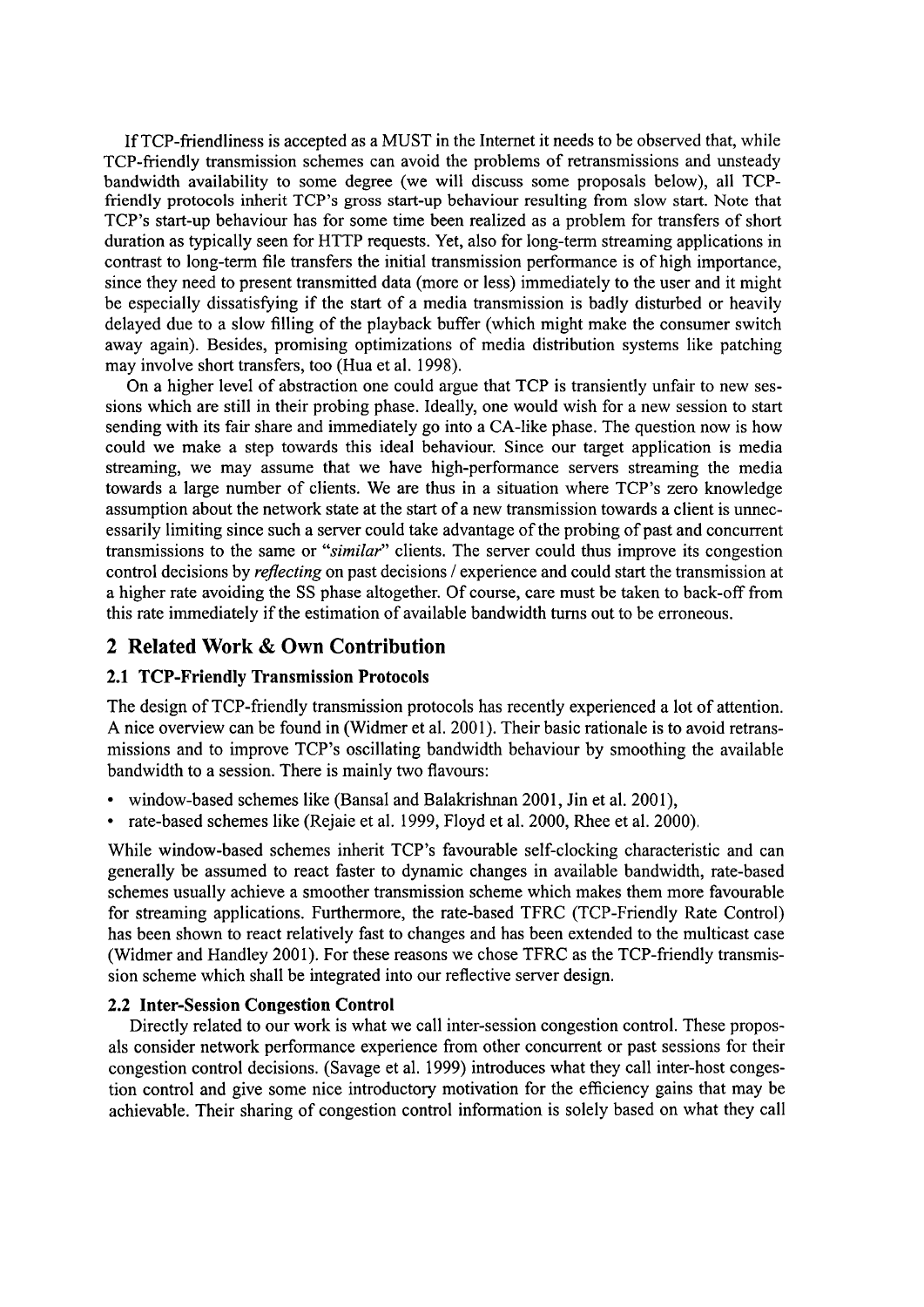If TCP-friendliness is accepted as a MUST in the Internet it needs to be observed that, while TCP-friendly transmission schemes can avoid the problems of retransmissions and unsteady bandwidth availability to some degree (we will discuss some proposals below), all TCP-friendly protocols inherit TCP's gross start-up behaviour resulting from slow start. Note that TCP's start-up behaviour has for some time been realized as a problem for transfers of short duration as typically seen for HTTP requests. Yet, also for long-term streaming applications in contrast to long-term file transfers the initial transmission performance is of high importance, since they need to present transmitted data (more or less) immediately to the user and it might be especially dissatisfying if the start of a media transmission is badly disturbed or heavily delayed due to a slow filling of the playback buffer (which might make the consumer switch away again). Besides, promising optimizations of media distribution systems like patching may involve short transfers, too (Hua et al. 1998).

On a higher level of abstraction one could argue that TCP is transiently unfair to new sessions which are still in their probing phase. Ideally, one would wish for a new session to start sending with its fair share and immediately go into a CA-like phase. The question now is how could we make a step towards this ideal behaviour. Since our target application is media streaming, we may assume that we have high-performance servers streaming the media towards a large number of clients. We are thus in a situation where TCP's zero knowledge assumption about the network state at the start of a new transmission towards a client is unnecessarily limiting since such a server could take advantage of the probing of past and concurrent transmissions to the same or *"similar"* clients. The server could thus improve its congestion control decisions by *reflecting* on past decisions / experience and could start the transmission at a higher rate avoiding the SS phase altogether. Of course, care must be taken to back-off from this rate immediately if the estimation of available bandwidth turns out to be erroneous.

## 2 Related Work & Own Contribution

### 2.1 TCP-Friendly Transmission Protocols

The design of TCP-friendly transmission protocols has recently experienced a lot of attention. A nice overview can be found in (Widmer et al. 2001). Their basic rationale is to avoid retransmissions and to improve TCP's oscillating bandwidth behaviour by smoothing the available bandwidth to a session. There is mainly two flavours:

- window-based schemes like (Bansal and Balakrishnan 2001, Jin et al. 2001),
- rate-based schemes like (Rejaie et al. 1999, Floyd et al. 2000, Rhee et al. 2000).

While window-based schemes inherit TCP's favourable self-clocking characteristic and can generally be assumed to react faster to dynamic changes in available bandwidth, rate-based schemes usually achieve a smoother transmission scheme which makes them more favourable for streaming applications. Furthermore, the rate-based TFRC (TCP-Friendly Rate Control) has been shown to react relatively fast to changes and has been extended to the multicast case (Widmer and Handley 2001). For these reasons we chose TFRC as the TCP-friendly transmission scheme which shall be integrated into our reflective server design.

### 2.2 Inter-Session Congestion Control

Directly related to our work is what we call inter-session congestion control. These proposals consider network performance experience from other concurrent or past sessions for their congestion control decisions. (Savage et al. 1999) introduces what they call inter-host congestion control and give some nice introductory motivation for the efficiency gains that may be achievable. Their sharing of congestion control information is solely based on what they call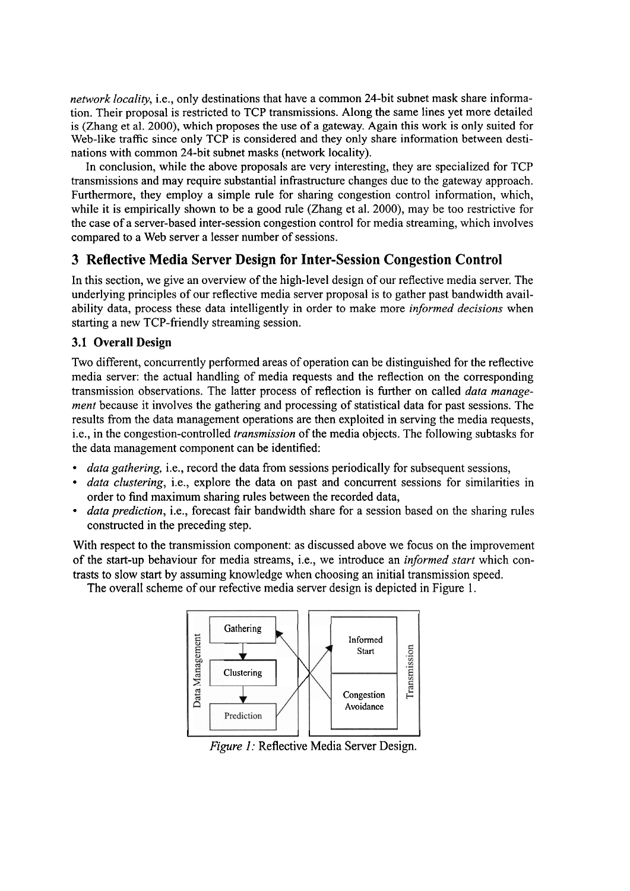*network locality*, i.e., only destinations that have a common 24-bit subnet mask share information. Their proposal is restricted to TCP transmissions. Along the same lines yet more detailed is (Zhang et al. 2000), which proposes the use of a gateway. Again this work is only suited for Web-like traffic since only TCP is considered and they only share information between destinations with common 24-bit subnet masks (network locality).

In conclusion, while the above proposals are very interesting, they are specialized for TCP transmissions and may require substantial infrastructure changes due to the gateway approach. Furthermore, they employ a simple rule for sharing congestion control information, which, while it is empirically shown to be a good rule (Zhang et al. 2000), may be too restrictive for the case of a server-based inter-session congestion control for media streaming, which involves compared to a Web server a lesser number of sessions.

## 3 Reflective Media Server Design for Inter-Session Congestion Control

In this section, we give an overview of the high-level design of our reflective media server. The underlying principles of our reflective media server proposal is to gather past bandwidth availability data, process these data intelligently in order to make more *informed decisions* when starting a new TCP-friendly streaming session.

### 3.1 Overall Design

Two different, concurrently performed areas of operation can be distinguished for the reflective media server: the actual handling of media requests and the reflection on the corresponding transmission observations. The latter process of reflection is further on called *data management* because it involves the gathering and processing of statistical data for past sessions. The results from the data management operations are then exploited in serving the media requests, i.e., in the congestion-controlled *transmission* of the media objects. The following subtasks for the data management component can be identified:

- *data gathering*, i.e., record the data from sessions periodically for subsequent sessions,
- *data clustering*, i.e., explore the data on past and concurrent sessions for similarities in order to find maximum sharing rules between the recorded data,
- *data prediction*, i.e., forecast fair bandwidth share for a session based on the sharing rules constructed in the preceding step.

With respect to the transmission component: as discussed above we focus on the improvement of the start-up behaviour for media streams, i.e., we introduce an *informed start* which contrasts to slow start by assuming knowledge when choosing an initial transmission speed.

The overall scheme of our refective media server design is depicted in Figure 1.

*Figure 1:* Reflective Media Server Design.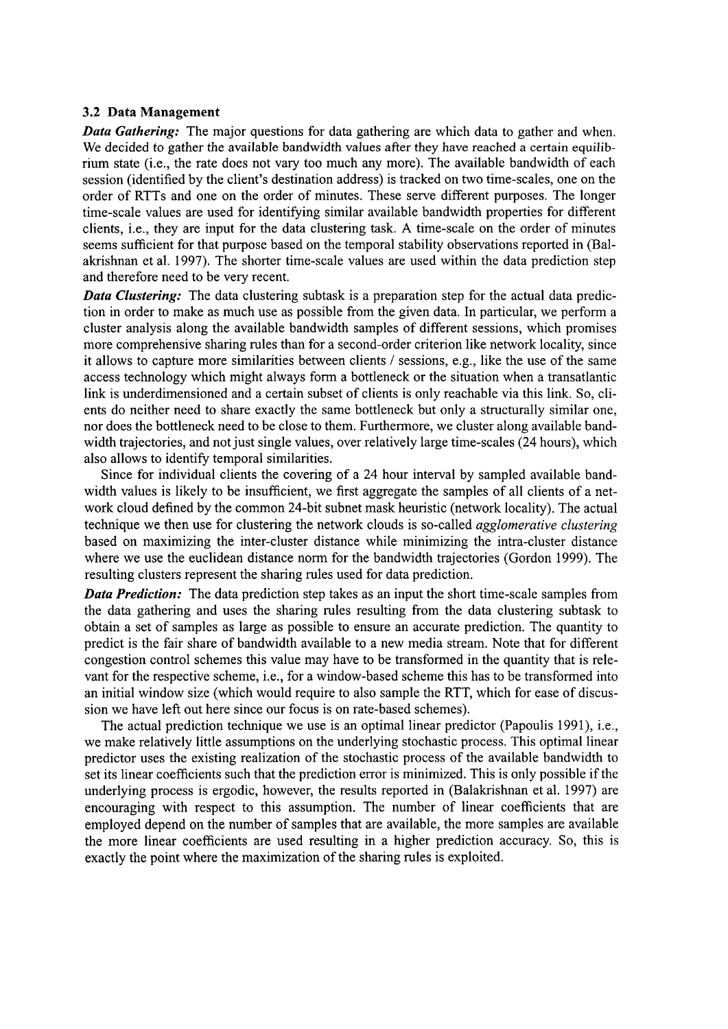### 3.2 Data Management

***Data Gathering:*** The major questions for data gathering are which data to gather and when. We decided to gather the available bandwidth values after they have reached a certain equilibrium state (i.e., the rate does not vary too much any more). The available bandwidth of each session (identified by the client's destination address) is tracked on two time-scales, one on the order of RTTs and one on the order of minutes. These serve different purposes. The longer time-scale values are used for identifying similar available bandwidth properties for different clients, i.e., they are input for the data clustering task. A time-scale on the order of minutes seems sufficient for that purpose based on the temporal stability observations reported in (Balakrishnan et al. 1997). The shorter time-scale values are used within the data prediction step and therefore need to be very recent.

***Data Clustering:*** The data clustering subtask is a preparation step for the actual data prediction in order to make as much use as possible from the given data. In particular, we perform a cluster analysis along the available bandwidth samples of different sessions, which promises more comprehensive sharing rules than for a second-order criterion like network locality, since it allows to capture more similarities between clients / sessions, e.g., like the use of the same access technology which might always form a bottleneck or the situation when a transatlantic link is underdimensioned and a certain subset of clients is only reachable via this link. So, clients do neither need to share exactly the same bottleneck but only a structurally similar one, nor does the bottleneck need to be close to them. Furthermore, we cluster along available bandwidth trajectories, and not just single values, over relatively large time-scales (24 hours), which also allows to identify temporal similarities.

Since for individual clients the covering of a 24 hour interval by sampled available bandwidth values is likely to be insufficient, we first aggregate the samples of all clients of a network cloud defined by the common 24-bit subnet mask heuristic (network locality). The actual technique we then use for clustering the network clouds is so-called *agglomerative clustering* based on maximizing the inter-cluster distance while minimizing the intra-cluster distance where we use the euclidean distance norm for the bandwidth trajectories (Gordon 1999). The resulting clusters represent the sharing rules used for data prediction.

***Data Prediction:*** The data prediction step takes as an input the short time-scale samples from the data gathering and uses the sharing rules resulting from the data clustering subtask to obtain a set of samples as large as possible to ensure an accurate prediction. The quantity to predict is the fair share of bandwidth available to a new media stream. Note that for different congestion control schemes this value may have to be transformed in the quantity that is relevant for the respective scheme, i.e., for a window-based scheme this has to be transformed into an initial window size (which would require to also sample the RTT, which for ease of discussion we have left out here since our focus is on rate-based schemes).

The actual prediction technique we use is an optimal linear predictor (Papoulis 1991), i.e., we make relatively little assumptions on the underlying stochastic process. This optimal linear predictor uses the existing realization of the stochastic process of the available bandwidth to set its linear coefficients such that the prediction error is minimized. This is only possible if the underlying process is ergodic, however, the results reported in (Balakrishnan et al. 1997) are encouraging with respect to this assumption. The number of linear coefficients that are employed depend on the number of samples that are available, the more samples are available the more linear coefficients are used resulting in a higher prediction accuracy. So, this is exactly the point where the maximization of the sharing rules is exploited.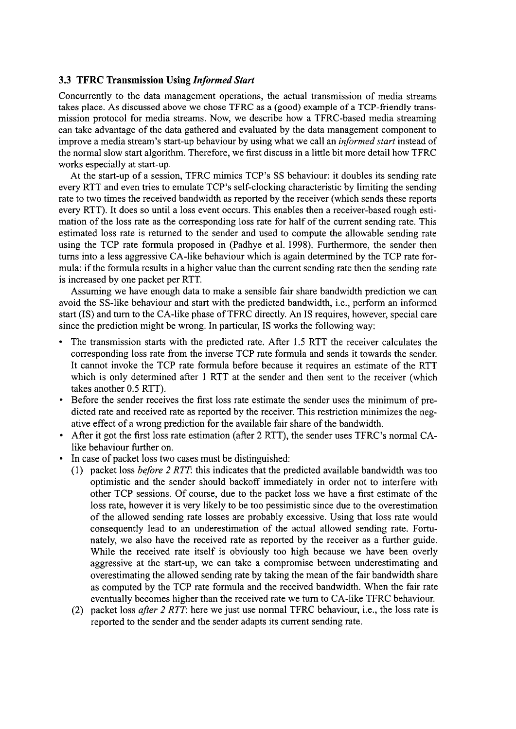### 3.3 TFRC Transmission Using *Informed Start*

Concurrently to the data management operations, the actual transmission of media streams takes place. As discussed above we chose TFRC as a (good) example of a TCP-friendly transmission protocol for media streams. Now, we describe how a TFRC-based media streaming can take advantage of the data gathered and evaluated by the data management component to improve a media stream's start-up behaviour by using what we call an *informed start* instead of the normal slow start algorithm. Therefore, we first discuss in a little bit more detail how TFRC works especially at start-up.

At the start-up of a session, TFRC mimics TCP's SS behaviour: it doubles its sending rate every RTT and even tries to emulate TCP's self-clocking characteristic by limiting the sending rate to two times the received bandwidth as reported by the receiver (which sends these reports every RTT). It does so until a loss event occurs. This enables then a receiver-based rough estimation of the loss rate as the corresponding loss rate for half of the current sending rate. This estimated loss rate is returned to the sender and used to compute the allowable sending rate using the TCP rate formula proposed in (Padhye et al. 1998). Furthermore, the sender then turns into a less aggressive CA-like behaviour which is again determined by the TCP rate formula: if the formula results in a higher value than the current sending rate then the sending rate is increased by one packet per RTT.

Assuming we have enough data to make a sensible fair share bandwidth prediction we can avoid the SS-like behaviour and start with the predicted bandwidth, i.e., perform an informed start (IS) and turn to the CA-like phase of TFRC directly. An IS requires, however, special care since the prediction might be wrong. In particular, IS works the following way:

- The transmission starts with the predicted rate. After 1.5 RTT the receiver calculates the corresponding loss rate from the inverse TCP rate formula and sends it towards the sender. It cannot invoke the TCP rate formula before because it requires an estimate of the RTT which is only determined after 1 RTT at the sender and then sent to the receiver (which takes another 0.5 RTT).
- Before the sender receives the first loss rate estimate the sender uses the minimum of predicted rate and received rate as reported by the receiver. This restriction minimizes the negative effect of a wrong prediction for the available fair share of the bandwidth.
- After it got the first loss rate estimation (after 2 RTT), the sender uses TFRC's normal CA-like behaviour further on.
- In case of packet loss two cases must be distinguished:
  1. packet loss *before 2 RTT*: this indicates that the predicted available bandwidth was too optimistic and the sender should backoff immediately in order not to interfere with other TCP sessions. Of course, due to the packet loss we have a first estimate of the loss rate, however it is very likely to be too pessimistic since due to the overestimation of the allowed sending rate losses are probably excessive. Using that loss rate would consequently lead to an underestimation of the actual allowed sending rate. Fortunately, we also have the received rate as reported by the receiver as a further guide. While the received rate itself is obviously too high because we have been overly aggressive at the start-up, we can take a compromise between underestimating and overestimating the allowed sending rate by taking the mean of the fair bandwidth share as computed by the TCP rate formula and the received bandwidth. When the fair rate eventually becomes higher than the received rate we turn to CA-like TFRC behaviour.
  2. packet loss *after 2 RTT*: here we just use normal TFRC behaviour, i.e., the loss rate is reported to the sender and the sender adapts its current sending rate.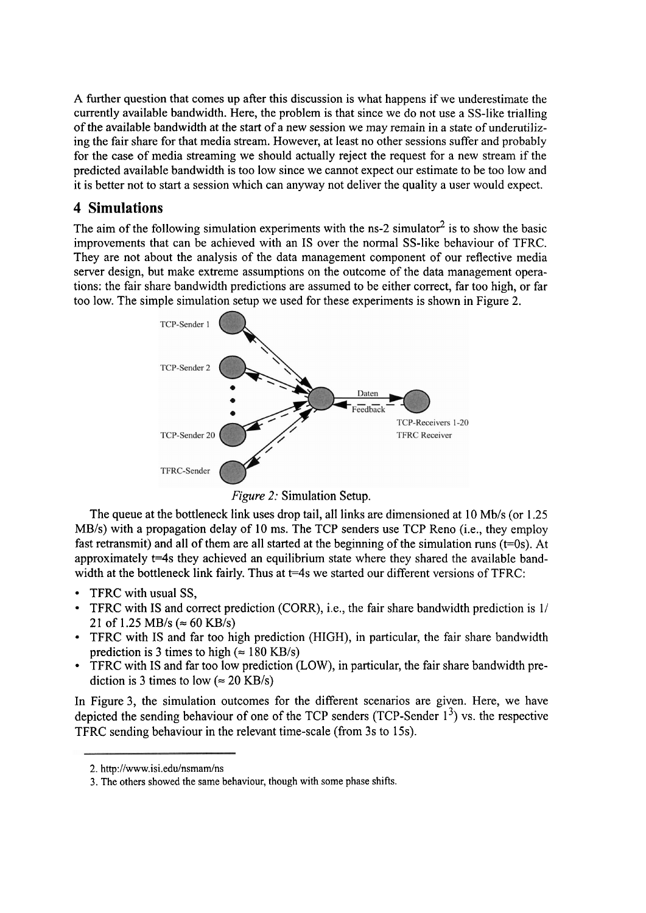A further question that comes up after this discussion is what happens if we underestimate the currently available bandwidth. Here, the problem is that since we do not use a SS-like trialling of the available bandwidth at the start of a new session we may remain in a state of underutilizing the fair share for that media stream. However, at least no other sessions suffer and probably for the case of media streaming we should actually reject the request for a new stream if the predicted available bandwidth is too low since we cannot expect our estimate to be too low and it is better not to start a session which can anyway not deliver the quality a user would expect.

## 4 Simulations

The aim of the following simulation experiments with the ns-2 simulator[2] is to show the basic improvements that can be achieved with an IS over the normal SS-like behaviour of TFRC. They are not about the analysis of the data management component of our reflective media server design, but make extreme assumptions on the outcome of the data management operations: the fair share bandwidth predictions are assumed to be either correct, far too high, or far too low. The simple simulation setup we used for these experiments is shown in Figure 2.

TCP-Sender 1

TCP-Sender 2

TCP-Sender 20

TFRC-Sender

Daten

Feedback

TCP-Receivers 1-20
TFRC Receiver

*Figure 2:* Simulation Setup.

The queue at the bottleneck link uses drop tail, all links are dimensioned at 10 Mb/s (or 1.25 MB/s) with a propagation delay of 10 ms. The TCP senders use TCP Reno (i.e., they employ fast retransmit) and all of them are all started at the beginning of the simulation runs (t=0s). At approximately t=4s they achieved an equilibrium state where they shared the available bandwidth at the bottleneck link fairly. Thus at t=4s we started our different versions of TFRC:

- TFRC with usual SS,
- TFRC with IS and correct prediction (CORR), i.e., the fair share bandwidth prediction is 1/21 of 1.25 MB/s (≈ 60 KB/s)
- TFRC with IS and far too high prediction (HIGH), in particular, the fair share bandwidth prediction is 3 times to high (≈ 180 KB/s)
- TFRC with IS and far too low prediction (LOW), in particular, the fair share bandwidth prediction is 3 times to low (≈ 20 KB/s)

In Figure 3, the simulation outcomes for the different scenarios are given. Here, we have depicted the sending behaviour of one of the TCP senders (TCP-Sender 1[3]) vs. the respective TFRC sending behaviour in the relevant time-scale (from 3s to 15s).

---

2. http://www.isi.edu/nsmam/ns

3. The others showed the same behaviour, though with some phase shifts.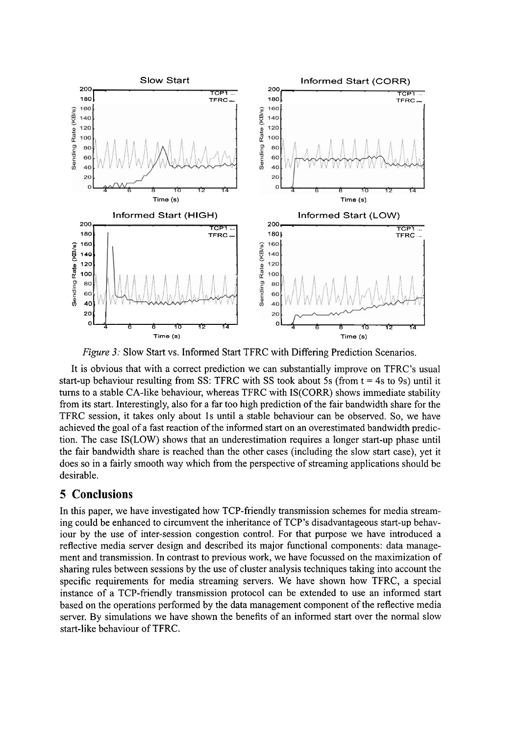Slow Start

200
180
160
140
120
100
80
60
40
20
0

TCP1
TFRC

Sending Rate (KB/s)

4 6 8 10 12 14

Time (s)

Informed Start (CORR)

200
180
160
140
120
100
80
60
40
20
0

TCP1
TFRC

Sending Rate (KB/s)

4 6 8 10 12 14

Time (s)

Informed Start (HIGH)

200
180
160
140
120
100
80
60
40
20
0

TCP1
TFRC

Sending Rate (KB/s)

4 6 8 10 12 14

Time (s)

Informed Start (LOW)

200
180
160
140
120
100
80
60
40
20
0

TCP1
TFRC

Sending Rate (KB/s)

4 6 8 10 12 14

Time (s)

*Figure 3:* Slow Start vs. Informed Start TFRC with Differing Prediction Scenarios.

It is obvious that with a correct prediction we can substantially improve on TFRC's usual start-up behaviour resulting from SS: TFRC with SS took about 5s (from t = 4s to 9s) until it turns to a stable CA-like behaviour, whereas TFRC with IS(CORR) shows immediate stability from its start. Interestingly, also for a far too high prediction of the fair bandwidth share for the TFRC session, it takes only about 1s until a stable behaviour can be observed. So, we have achieved the goal of a fast reaction of the informed start on an overestimated bandwidth prediction. The case IS(LOW) shows that an underestimation requires a longer start-up phase until the fair bandwidth share is reached than the other cases (including the slow start case), yet it does so in a fairly smooth way which from the perspective of streaming applications should be desirable.

## 5 Conclusions

In this paper, we have investigated how TCP-friendly transmission schemes for media streaming could be enhanced to circumvent the inheritance of TCP's disadvantageous start-up behaviour by the use of inter-session congestion control. For that purpose we have introduced a reflective media server design and described its major functional components: data management and transmission. In contrast to previous work, we have focussed on the maximization of sharing rules between sessions by the use of cluster analysis techniques taking into account the specific requirements for media streaming servers. We have shown how TFRC, a special instance of a TCP-friendly transmission protocol can be extended to use an informed start based on the operations performed by the data management component of the reflective media server. By simulations we have shown the benefits of an informed start over the normal slow start-like behaviour of TFRC.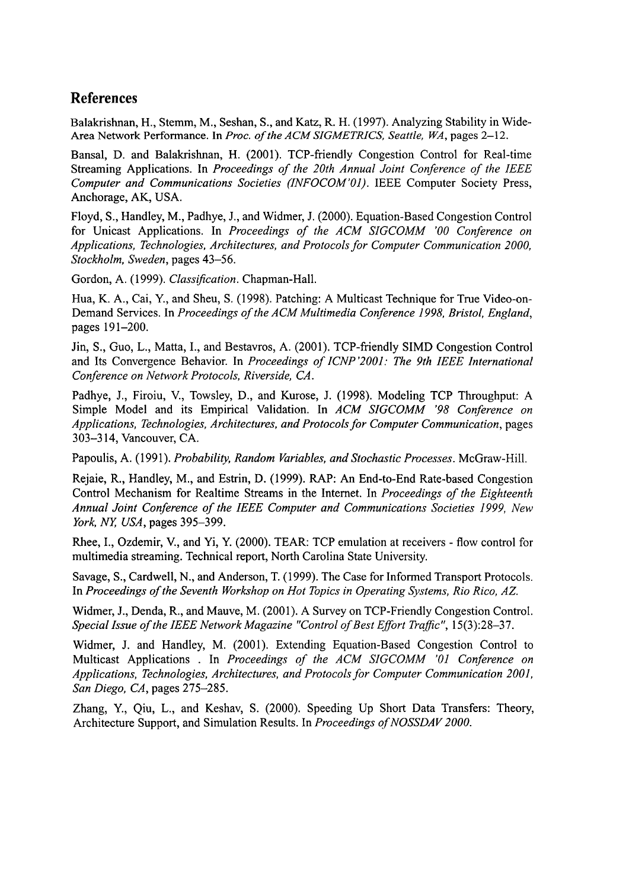## References

Balakrishnan, H., Stemm, M., Seshan, S., and Katz, R. H. (1997). Analyzing Stability in Wide-Area Network Performance. In *Proc. of the ACM SIGMETRICS, Seattle, WA*, pages 2–12.

Bansal, D. and Balakrishnan, H. (2001). TCP-friendly Congestion Control for Real-time Streaming Applications. In *Proceedings of the 20th Annual Joint Conference of the IEEE Computer and Communications Societies (INFOCOM'01)*. IEEE Computer Society Press, Anchorage, AK, USA.

Floyd, S., Handley, M., Padhye, J., and Widmer, J. (2000). Equation-Based Congestion Control for Unicast Applications. In *Proceedings of the ACM SIGCOMM '00 Conference on Applications, Technologies, Architectures, and Protocols for Computer Communication 2000, Stockholm, Sweden*, pages 43–56.

Gordon, A. (1999). *Classification*. Chapman-Hall.

Hua, K. A., Cai, Y., and Sheu, S. (1998). Patching: A Multicast Technique for True Video-on-Demand Services. In *Proceedings of the ACM Multimedia Conference 1998, Bristol, England*, pages 191–200.

Jin, S., Guo, L., Matta, I., and Bestavros, A. (2001). TCP-friendly SIMD Congestion Control and Its Convergence Behavior. In *Proceedings of ICNP'2001: The 9th IEEE International Conference on Network Protocols, Riverside, CA*.

Padhye, J., Firoiu, V., Towsley, D., and Kurose, J. (1998). Modeling TCP Throughput: A Simple Model and its Empirical Validation. In *ACM SIGCOMM '98 Conference on Applications, Technologies, Architectures, and Protocols for Computer Communication*, pages 303–314, Vancouver, CA.

Papoulis, A. (1991). *Probability, Random Variables, and Stochastic Processes*. McGraw-Hill.

Rejaie, R., Handley, M., and Estrin, D. (1999). RAP: An End-to-End Rate-based Congestion Control Mechanism for Realtime Streams in the Internet. In *Proceedings of the Eighteenth Annual Joint Conference of the IEEE Computer and Communications Societies 1999, New York, NY, USA*, pages 395–399.

Rhee, I., Ozdemir, V., and Yi, Y. (2000). TEAR: TCP emulation at receivers - flow control for multimedia streaming. Technical report, North Carolina State University.

Savage, S., Cardwell, N., and Anderson, T. (1999). The Case for Informed Transport Protocols. In *Proceedings of the Seventh Workshop on Hot Topics in Operating Systems, Rio Rico, AZ*.

Widmer, J., Denda, R., and Mauve, M. (2001). A Survey on TCP-Friendly Congestion Control. *Special Issue of the IEEE Network Magazine "Control of Best Effort Traffic"*, 15(3):28–37.

Widmer, J. and Handley, M. (2001). Extending Equation-Based Congestion Control to Multicast Applications . In *Proceedings of the ACM SIGCOMM '01 Conference on Applications, Technologies, Architectures, and Protocols for Computer Communication 2001, San Diego, CA*, pages 275–285.

Zhang, Y., Qiu, L., and Keshav, S. (2000). Speeding Up Short Data Transfers: Theory, Architecture Support, and Simulation Results. In *Proceedings of NOSSDAV 2000*.